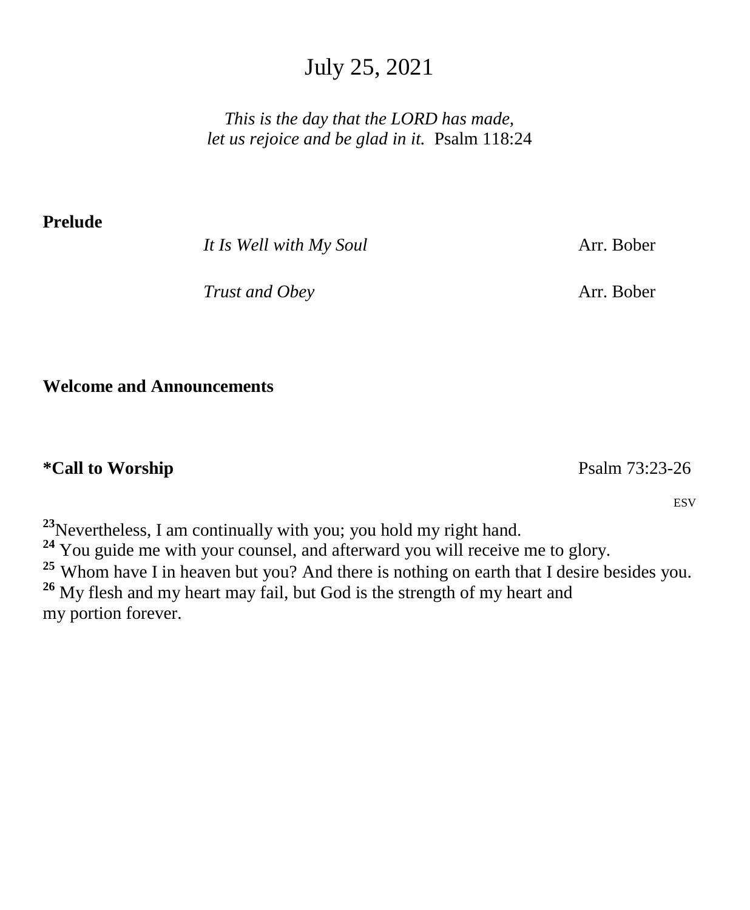# July 25, 2021

*This is the day that the LORD has made,*
*let us rejoice and be glad in it.* Psalm 118:24

**Prelude**

*It Is Well with My Soul* Arr. Bober

*Trust and Obey* Arr. Bober

**Welcome and Announcements**

**\*Call to Worship** Psalm 73:23-26

ESV

**23** Nevertheless, I am continually with you; you hold my right hand.
**24** You guide me with your counsel, and afterward you will receive me to glory.
**25** Whom have I in heaven but you? And there is nothing on earth that I desire besides you.
**26** My flesh and my heart may fail, but God is the strength of my heart and my portion forever.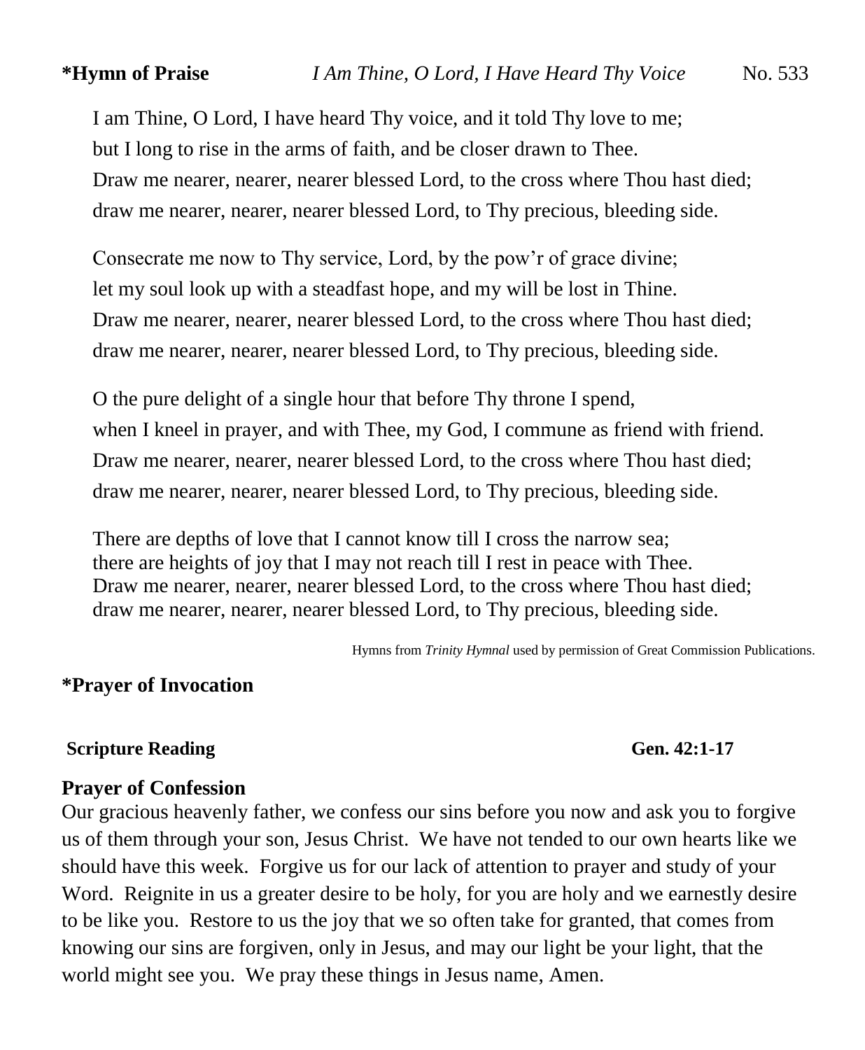**\*Hymn of Praise** *I Am Thine, O Lord, I Have Heard Thy Voice* No. 533

I am Thine, O Lord, I have heard Thy voice, and it told Thy love to me;
but I long to rise in the arms of faith, and be closer drawn to Thee.
Draw me nearer, nearer, nearer blessed Lord, to the cross where Thou hast died;
draw me nearer, nearer, nearer blessed Lord, to Thy precious, bleeding side.

Consecrate me now to Thy service, Lord, by the pow'r of grace divine;
let my soul look up with a steadfast hope, and my will be lost in Thine.
Draw me nearer, nearer, nearer blessed Lord, to the cross where Thou hast died;
draw me nearer, nearer, nearer blessed Lord, to Thy precious, bleeding side.

O the pure delight of a single hour that before Thy throne I spend,
when I kneel in prayer, and with Thee, my God, I commune as friend with friend.
Draw me nearer, nearer, nearer blessed Lord, to the cross where Thou hast died;
draw me nearer, nearer, nearer blessed Lord, to Thy precious, bleeding side.

There are depths of love that I cannot know till I cross the narrow sea;
there are heights of joy that I may not reach till I rest in peace with Thee.
Draw me nearer, nearer, nearer blessed Lord, to the cross where Thou hast died;
draw me nearer, nearer, nearer blessed Lord, to Thy precious, bleeding side.

Hymns from *Trinity Hymnal* used by permission of Great Commission Publications.

**\*Prayer of Invocation**

**Scripture Reading** **Gen. 42:1-17**

**Prayer of Confession**

Our gracious heavenly father, we confess our sins before you now and ask you to forgive us of them through your son, Jesus Christ. We have not tended to our own hearts like we should have this week. Forgive us for our lack of attention to prayer and study of your Word. Reignite in us a greater desire to be holy, for you are holy and we earnestly desire to be like you. Restore to us the joy that we so often take for granted, that comes from knowing our sins are forgiven, only in Jesus, and may our light be your light, that the world might see you. We pray these things in Jesus name, Amen.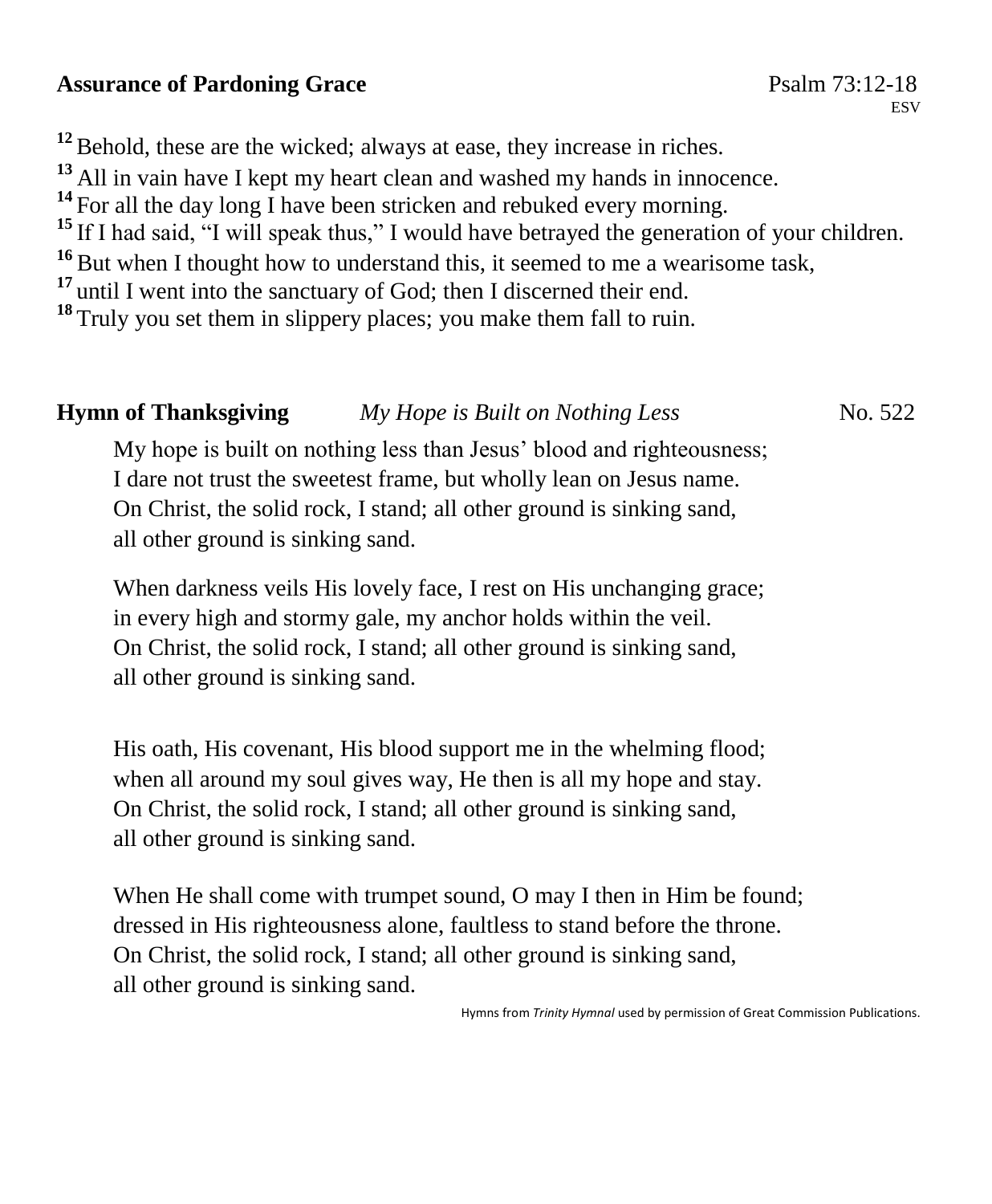**Assurance of Pardoning Grace** Psalm 73:12-18
ESV

[12] Behold, these are the wicked; always at ease, they increase in riches.
[13] All in vain have I kept my heart clean and washed my hands in innocence.
[14] For all the day long I have been stricken and rebuked every morning.
[15] If I had said, "I will speak thus," I would have betrayed the generation of your children.
[16] But when I thought how to understand this, it seemed to me a wearisome task,
[17] until I went into the sanctuary of God; then I discerned their end.
[18] Truly you set them in slippery places; you make them fall to ruin.

**Hymn of Thanksgiving** *My Hope is Built on Nothing Less* No. 522

My hope is built on nothing less than Jesus' blood and righteousness;
I dare not trust the sweetest frame, but wholly lean on Jesus name.
On Christ, the solid rock, I stand; all other ground is sinking sand,
all other ground is sinking sand.

When darkness veils His lovely face, I rest on His unchanging grace;
in every high and stormy gale, my anchor holds within the veil.
On Christ, the solid rock, I stand; all other ground is sinking sand,
all other ground is sinking sand.

His oath, His covenant, His blood support me in the whelming flood;
when all around my soul gives way, He then is all my hope and stay.
On Christ, the solid rock, I stand; all other ground is sinking sand,
all other ground is sinking sand.

When He shall come with trumpet sound, O may I then in Him be found;
dressed in His righteousness alone, faultless to stand before the throne.
On Christ, the solid rock, I stand; all other ground is sinking sand,
all other ground is sinking sand.

Hymns from *Trinity Hymnal* used by permission of Great Commission Publications.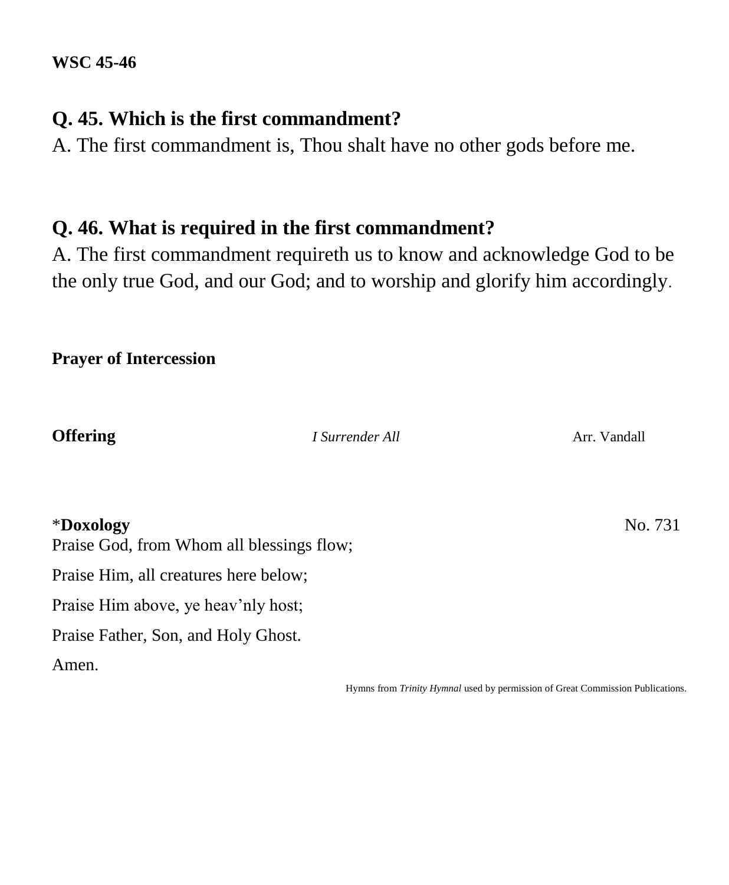**WSC 45-46**

**Q. 45. Which is the first commandment?**

A. The first commandment is, Thou shalt have no other gods before me.

**Q. 46. What is required in the first commandment?**

A. The first commandment requireth us to know and acknowledge God to be the only true God, and our God; and to worship and glorify him accordingly.

**Prayer of Intercession**

**Offering** *I Surrender All* Arr. Vandall

*__Doxology__ No. 731

Praise God, from Whom all blessings flow;

Praise Him, all creatures here below;

Praise Him above, ye heav'nly host;

Praise Father, Son, and Holy Ghost.

Amen.

Hymns from *Trinity Hymnal* used by permission of Great Commission Publications.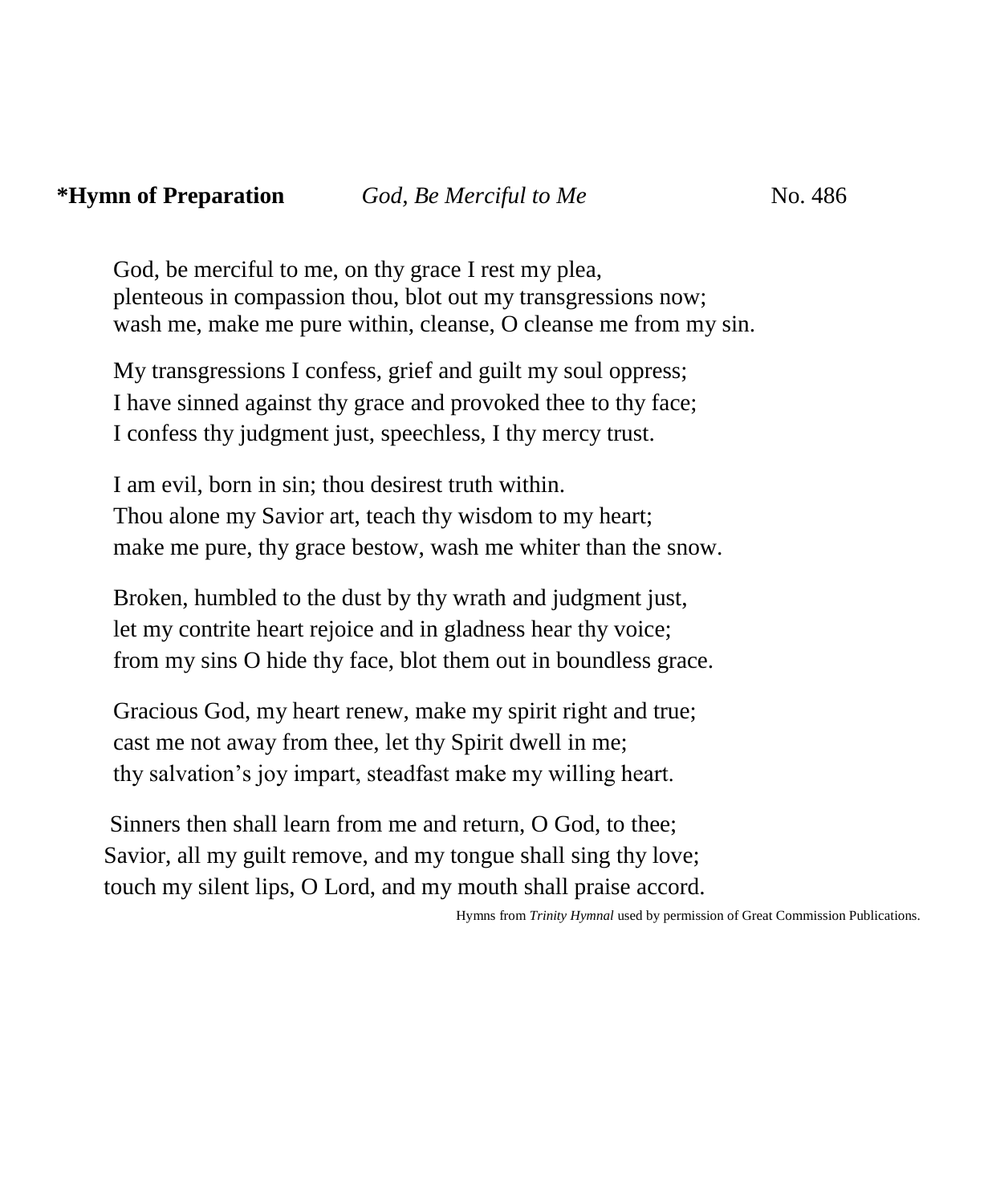**\*Hymn of Preparation** *God, Be Merciful to Me* No. 486

God, be merciful to me, on thy grace I rest my plea,
plenteous in compassion thou, blot out my transgressions now;
wash me, make me pure within, cleanse, O cleanse me from my sin.

My transgressions I confess, grief and guilt my soul oppress;
I have sinned against thy grace and provoked thee to thy face;
I confess thy judgment just, speechless, I thy mercy trust.

I am evil, born in sin; thou desirest truth within.
Thou alone my Savior art, teach thy wisdom to my heart;
make me pure, thy grace bestow, wash me whiter than the snow.

Broken, humbled to the dust by thy wrath and judgment just,
let my contrite heart rejoice and in gladness hear thy voice;
from my sins O hide thy face, blot them out in boundless grace.

Gracious God, my heart renew, make my spirit right and true;
cast me not away from thee, let thy Spirit dwell in me;
thy salvation's joy impart, steadfast make my willing heart.

Sinners then shall learn from me and return, O God, to thee;
Savior, all my guilt remove, and my tongue shall sing thy love;
touch my silent lips, O Lord, and my mouth shall praise accord.

Hymns from *Trinity Hymnal* used by permission of Great Commission Publications.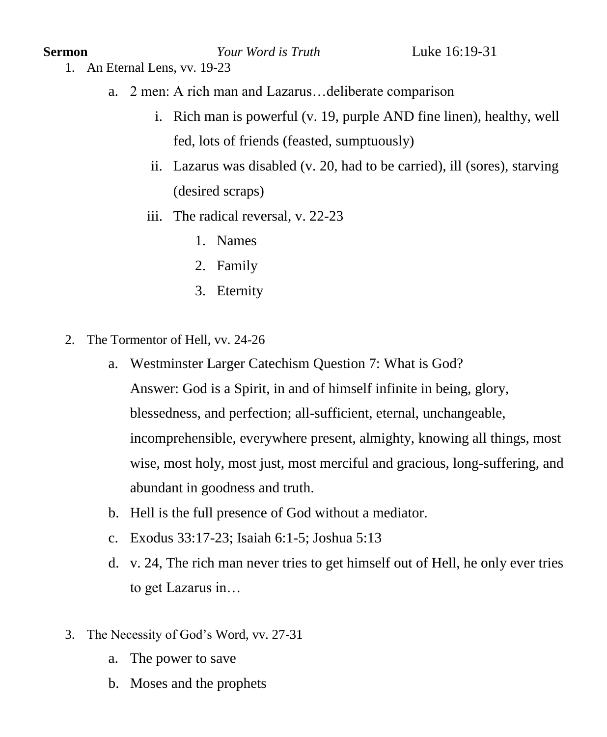**Sermon** *Your Word is Truth* Luke 16:19-31

1. An Eternal Lens, vv. 19-23
    a. 2 men: A rich man and Lazarus…deliberate comparison
        i. Rich man is powerful (v. 19, purple AND fine linen), healthy, well fed, lots of friends (feasted, sumptuously)
        ii. Lazarus was disabled (v. 20, had to be carried), ill (sores), starving (desired scraps)
        iii. The radical reversal, v. 22-23
            1. Names
            2. Family
            3. Eternity

2. The Tormentor of Hell, vv. 24-26
    a. Westminster Larger Catechism Question 7: What is God?
    Answer: God is a Spirit, in and of himself infinite in being, glory, blessedness, and perfection; all-sufficient, eternal, unchangeable, incomprehensible, everywhere present, almighty, knowing all things, most wise, most holy, most just, most merciful and gracious, long-suffering, and abundant in goodness and truth.
    b. Hell is the full presence of God without a mediator.
    c. Exodus 33:17-23; Isaiah 6:1-5; Joshua 5:13
    d. v. 24, The rich man never tries to get himself out of Hell, he only ever tries to get Lazarus in…

3. The Necessity of God's Word, vv. 27-31
    a. The power to save
    b. Moses and the prophets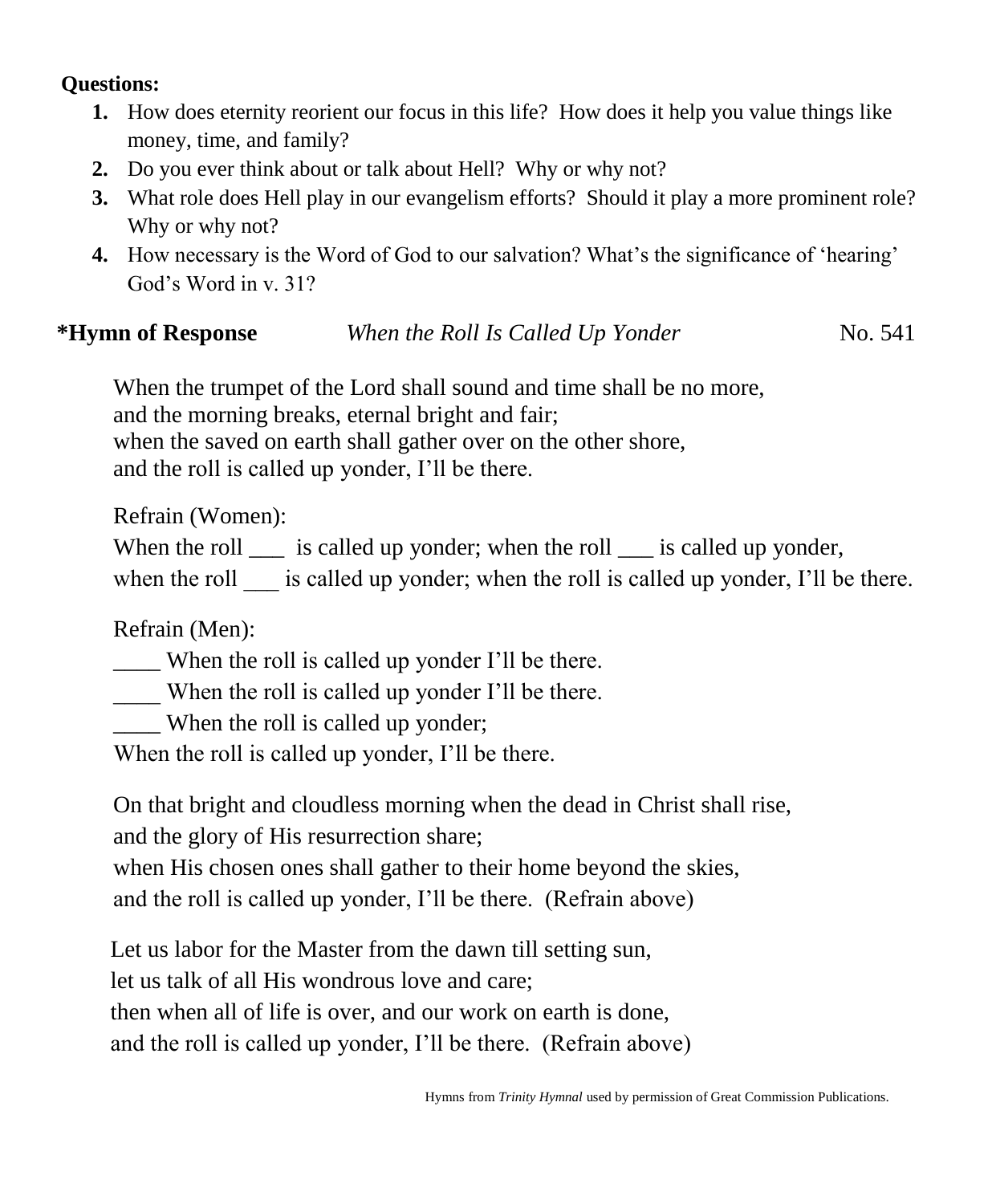**Questions:**

1. How does eternity reorient our focus in this life? How does it help you value things like money, time, and family?
2. Do you ever think about or talk about Hell? Why or why not?
3. What role does Hell play in our evangelism efforts? Should it play a more prominent role? Why or why not?
4. How necessary is the Word of God to our salvation? What's the significance of 'hearing' God's Word in v. 31?

**\*Hymn of Response** *When the Roll Is Called Up Yonder* No. 541

When the trumpet of the Lord shall sound and time shall be no more,
and the morning breaks, eternal bright and fair;
when the saved on earth shall gather over on the other shore,
and the roll is called up yonder, I'll be there.

Refrain (Women):
When the roll ___ is called up yonder; when the roll ___ is called up yonder,
when the roll ___ is called up yonder; when the roll is called up yonder, I'll be there.

Refrain (Men):
____ When the roll is called up yonder I'll be there.
____ When the roll is called up yonder I'll be there.
____ When the roll is called up yonder;
When the roll is called up yonder, I'll be there.

On that bright and cloudless morning when the dead in Christ shall rise,
and the glory of His resurrection share;
when His chosen ones shall gather to their home beyond the skies,
and the roll is called up yonder, I'll be there. (Refrain above)

Let us labor for the Master from the dawn till setting sun,
let us talk of all His wondrous love and care;
then when all of life is over, and our work on earth is done,
and the roll is called up yonder, I'll be there. (Refrain above)

Hymns from *Trinity Hymnal* used by permission of Great Commission Publications.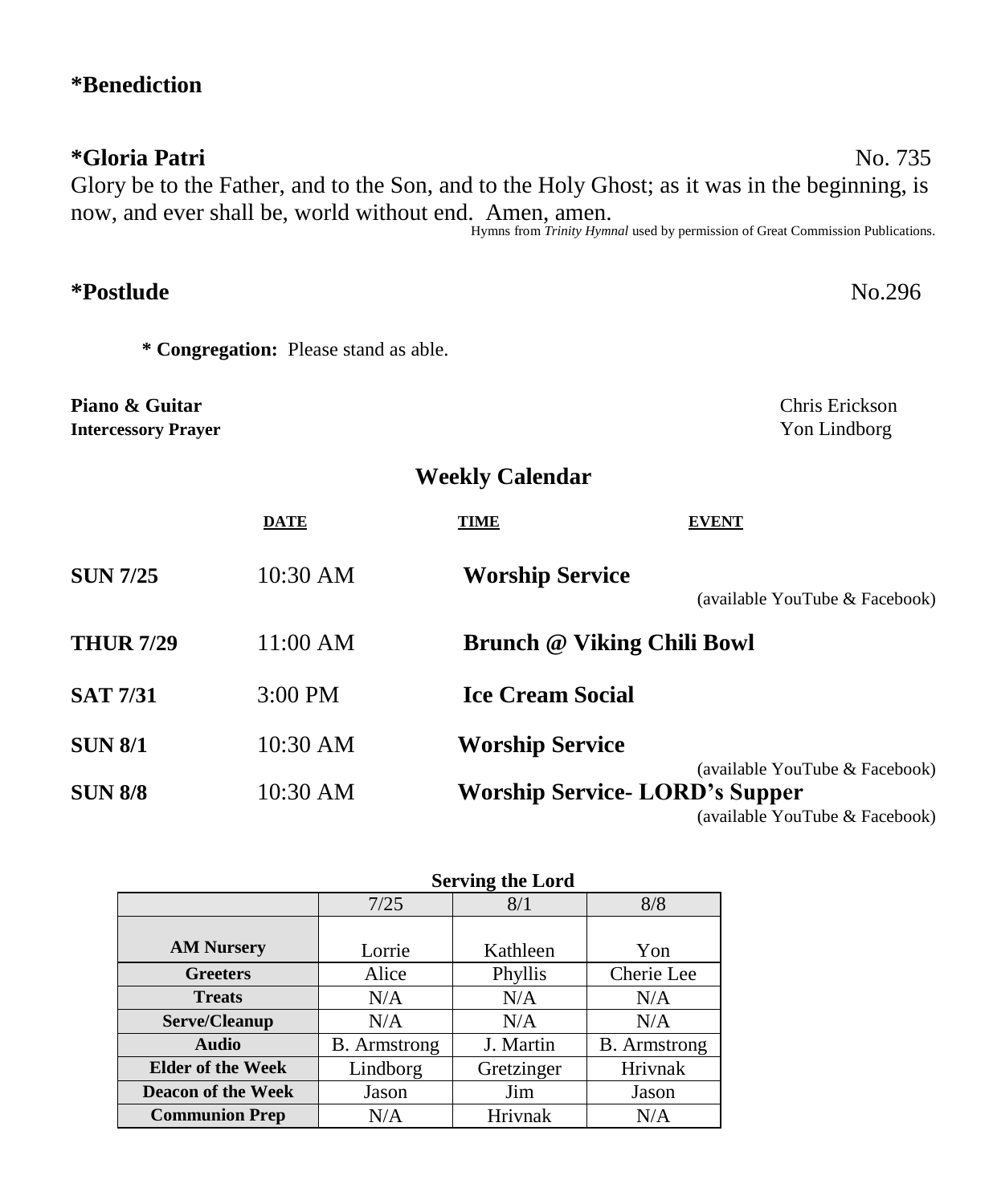**\*Benediction**

**\*Gloria Patri** No. 735

Glory be to the Father, and to the Son, and to the Holy Ghost; as it was in the beginning, is now, and ever shall be, world without end. Amen, amen.

Hymns from *Trinity Hymnal* used by permission of Great Commission Publications.

**\*Postlude** No.296

**\* Congregation:** Please stand as able.

**Piano & Guitar** Chris Erickson

**Intercessory Prayer** Yon Lindborg

## Weekly Calendar

| | DATE | TIME | EVENT |
|---|---|---|---|
| **SUN 7/25** | 10:30 AM | **Worship Service** | (available YouTube & Facebook) |
| **THUR 7/29** | 11:00 AM | **Brunch @ Viking Chili Bowl** | |
| **SAT 7/31** | 3:00 PM | **Ice Cream Social** | |
| **SUN 8/1** | 10:30 AM | **Worship Service** | (available YouTube & Facebook) |
| **SUN 8/8** | 10:30 AM | **Worship Service- LORD's Supper** | (available YouTube & Facebook) |

**Serving the Lord**

| | 7/25 | 8/1 | 8/8 |
|---|---|---|---|
| **AM Nursery** | Lorrie | Kathleen | Yon |
| **Greeters** | Alice | Phyllis | Cherie Lee |
| **Treats** | N/A | N/A | N/A |
| **Serve/Cleanup** | N/A | N/A | N/A |
| **Audio** | B. Armstrong | J. Martin | B. Armstrong |
| **Elder of the Week** | Lindborg | Gretzinger | Hrivnak |
| **Deacon of the Week** | Jason | Jim | Jason |
| **Communion Prep** | N/A | Hrivnak | N/A |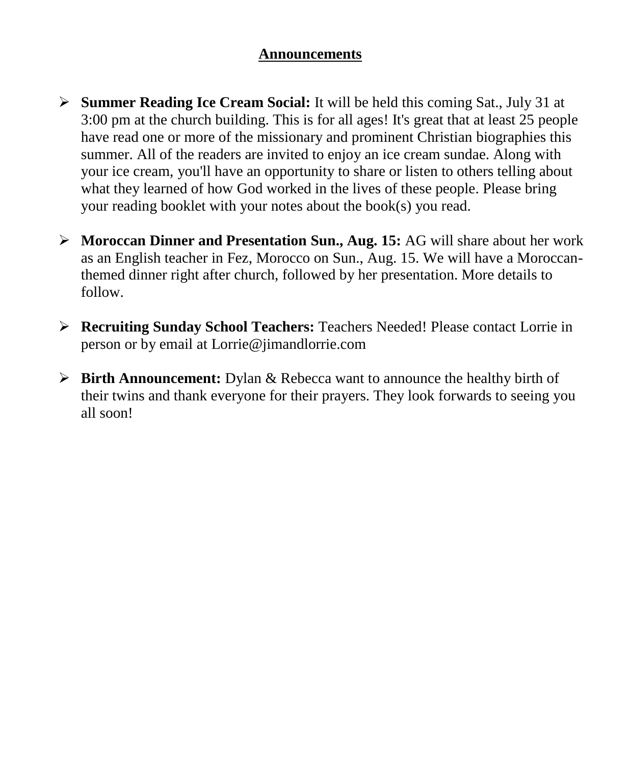## Announcements

- **Summer Reading Ice Cream Social:** It will be held this coming Sat., July 31 at 3:00 pm at the church building. This is for all ages! It's great that at least 25 people have read one or more of the missionary and prominent Christian biographies this summer. All of the readers are invited to enjoy an ice cream sundae. Along with your ice cream, you'll have an opportunity to share or listen to others telling about what they learned of how God worked in the lives of these people. Please bring your reading booklet with your notes about the book(s) you read.

- **Moroccan Dinner and Presentation Sun., Aug. 15:** AG will share about her work as an English teacher in Fez, Morocco on Sun., Aug. 15. We will have a Moroccan-themed dinner right after church, followed by her presentation. More details to follow.

- **Recruiting Sunday School Teachers:** Teachers Needed! Please contact Lorrie in person or by email at Lorrie@jimandlorrie.com

- **Birth Announcement:** Dylan & Rebecca want to announce the healthy birth of their twins and thank everyone for their prayers. They look forwards to seeing you all soon!